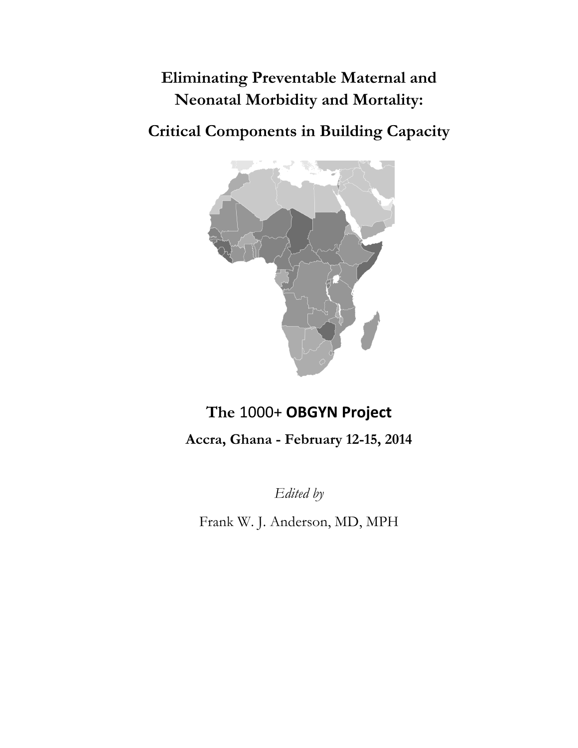# Eliminating Preventable Maternal and Neonatal Morbidity and Mortality:

## Critical Components in Building Capacity

## The 1000+ OBGYN Project

**Accra, Ghana - February 12-15, 2014**

*Edited by*

Frank W. J. Anderson, MD, MPH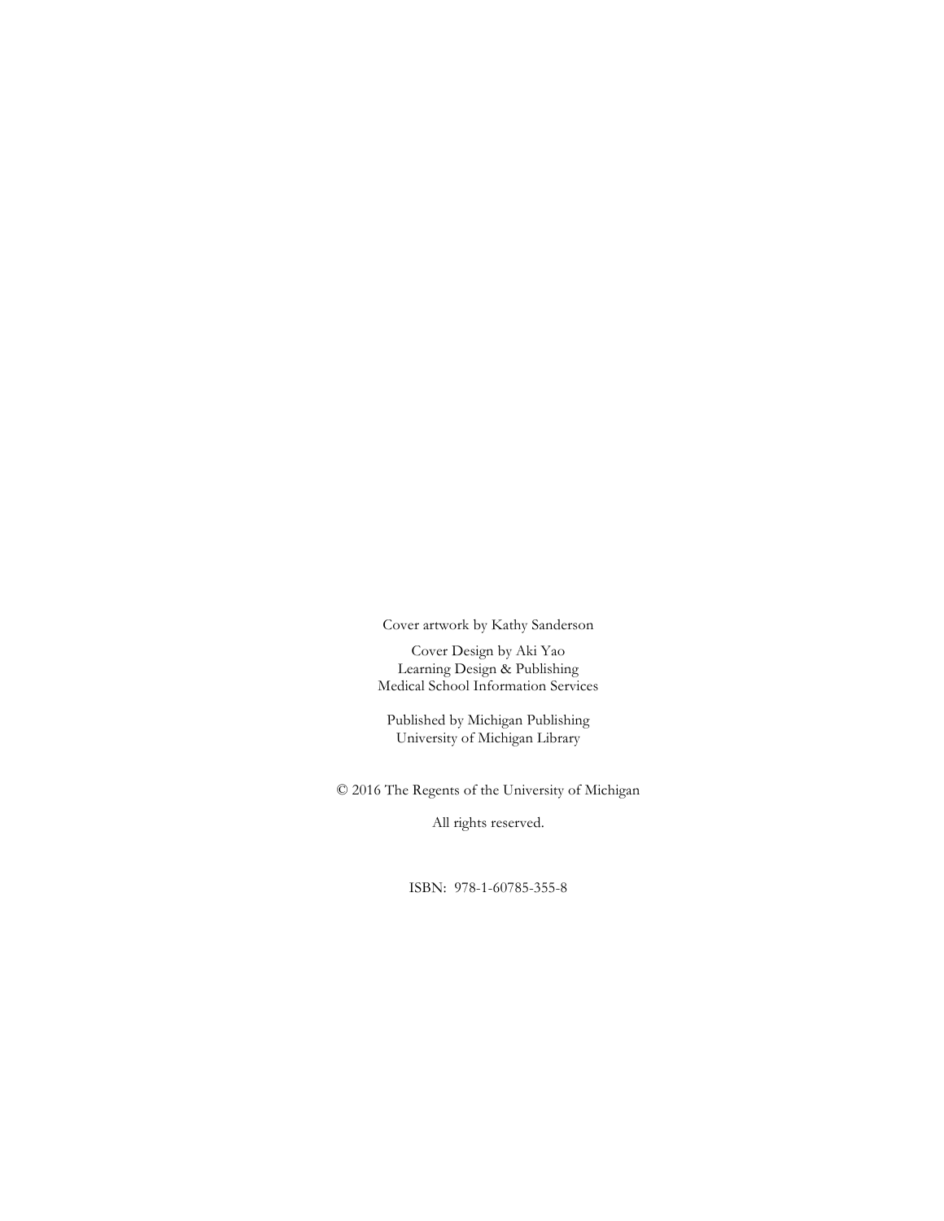Cover artwork by Kathy Sanderson

Cover Design by Aki Yao
Learning Design & Publishing
Medical School Information Services

Published by Michigan Publishing
University of Michigan Library

© 2016 The Regents of the University of Michigan

All rights reserved.

ISBN: 978-1-60785-355-8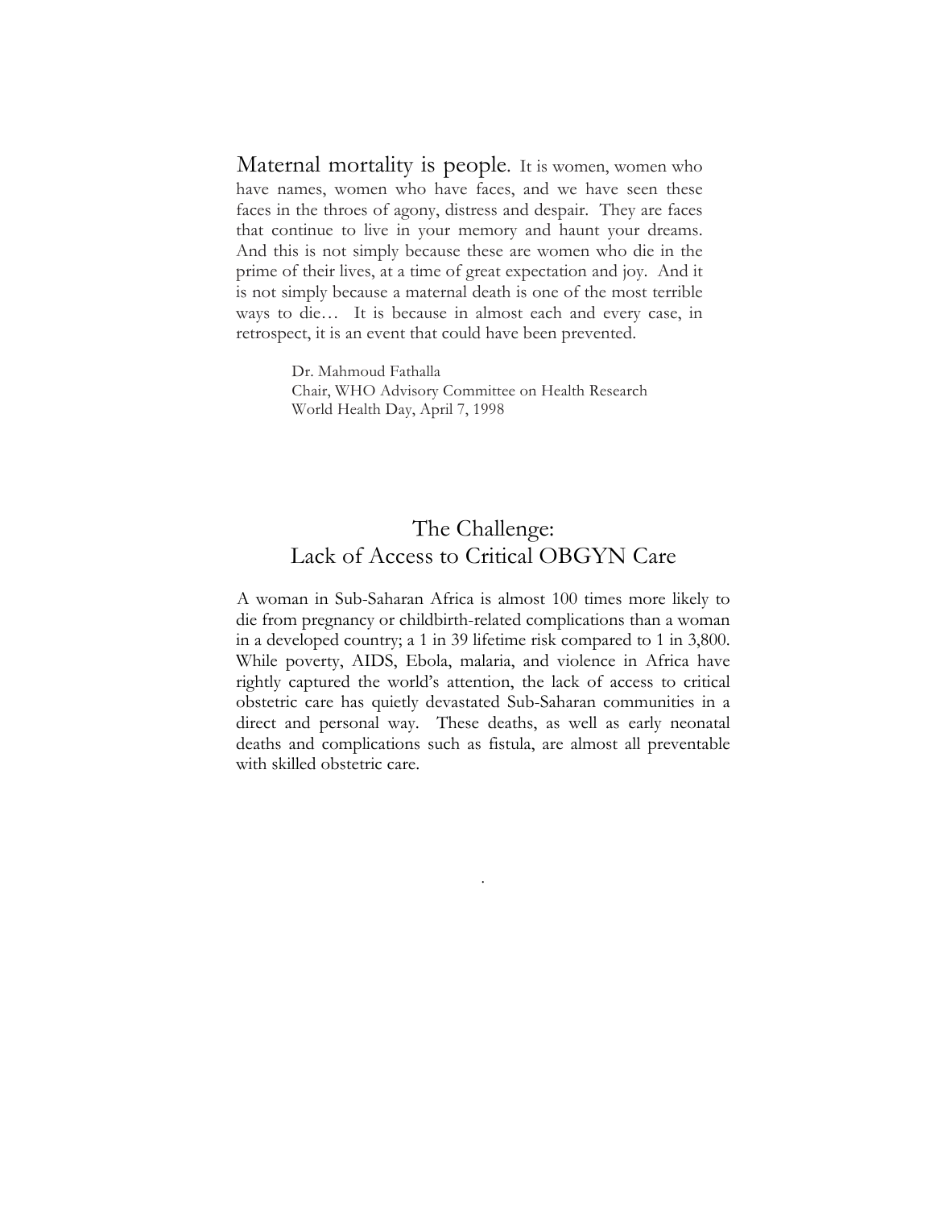Maternal mortality is people. It is women, women who have names, women who have faces, and we have seen these faces in the throes of agony, distress and despair. They are faces that continue to live in your memory and haunt your dreams. And this is not simply because these are women who die in the prime of their lives, at a time of great expectation and joy. And it is not simply because a maternal death is one of the most terrible ways to die… It is because in almost each and every case, in retrospect, it is an event that could have been prevented.

> Dr. Mahmoud Fathalla
> Chair, WHO Advisory Committee on Health Research
> World Health Day, April 7, 1998

## The Challenge: Lack of Access to Critical OBGYN Care

A woman in Sub-Saharan Africa is almost 100 times more likely to die from pregnancy or childbirth-related complications than a woman in a developed country; a 1 in 39 lifetime risk compared to 1 in 3,800. While poverty, AIDS, Ebola, malaria, and violence in Africa have rightly captured the world's attention, the lack of access to critical obstetric care has quietly devastated Sub-Saharan communities in a direct and personal way. These deaths, as well as early neonatal deaths and complications such as fistula, are almost all preventable with skilled obstetric care.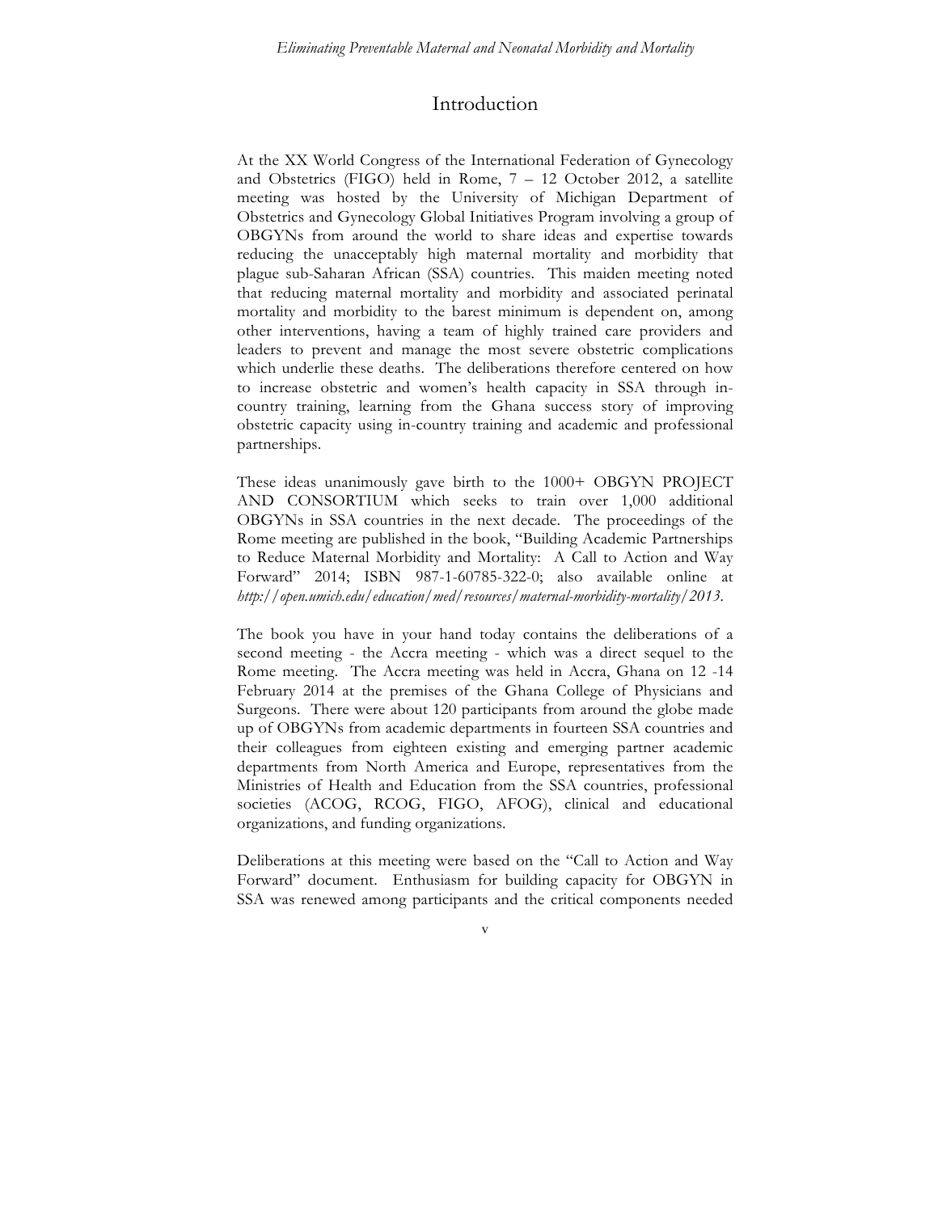# Introduction

At the XX World Congress of the International Federation of Gynecology and Obstetrics (FIGO) held in Rome, 7 – 12 October 2012, a satellite meeting was hosted by the University of Michigan Department of Obstetrics and Gynecology Global Initiatives Program involving a group of OBGYNs from around the world to share ideas and expertise towards reducing the unacceptably high maternal mortality and morbidity that plague sub-Saharan African (SSA) countries. This maiden meeting noted that reducing maternal mortality and morbidity and associated perinatal mortality and morbidity to the barest minimum is dependent on, among other interventions, having a team of highly trained care providers and leaders to prevent and manage the most severe obstetric complications which underlie these deaths. The deliberations therefore centered on how to increase obstetric and women's health capacity in SSA through in-country training, learning from the Ghana success story of improving obstetric capacity using in-country training and academic and professional partnerships.

These ideas unanimously gave birth to the 1000+ OBGYN PROJECT AND CONSORTIUM which seeks to train over 1,000 additional OBGYNs in SSA countries in the next decade. The proceedings of the Rome meeting are published in the book, "Building Academic Partnerships to Reduce Maternal Morbidity and Mortality: A Call to Action and Way Forward" 2014; ISBN 987-1-60785-322-0; also available online at *http://open.umich.edu/education/med/resources/maternal-morbidity-mortality/2013*.

The book you have in your hand today contains the deliberations of a second meeting - the Accra meeting - which was a direct sequel to the Rome meeting. The Accra meeting was held in Accra, Ghana on 12 -14 February 2014 at the premises of the Ghana College of Physicians and Surgeons. There were about 120 participants from around the globe made up of OBGYNs from academic departments in fourteen SSA countries and their colleagues from eighteen existing and emerging partner academic departments from North America and Europe, representatives from the Ministries of Health and Education from the SSA countries, professional societies (ACOG, RCOG, FIGO, AFOG), clinical and educational organizations, and funding organizations.

Deliberations at this meeting were based on the "Call to Action and Way Forward" document. Enthusiasm for building capacity for OBGYN in SSA was renewed among participants and the critical components needed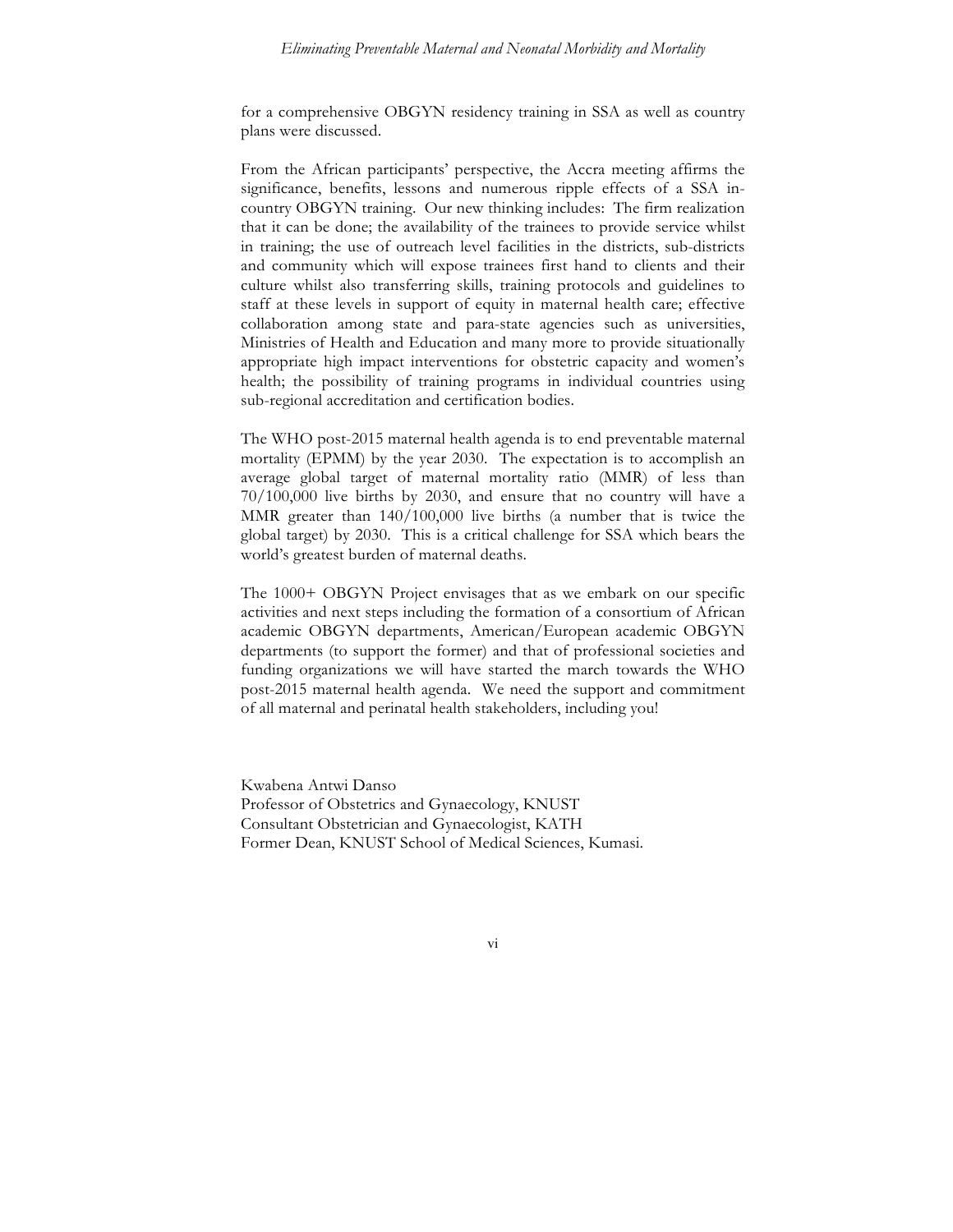for a comprehensive OBGYN residency training in SSA as well as country plans were discussed.

From the African participants' perspective, the Accra meeting affirms the significance, benefits, lessons and numerous ripple effects of a SSA in-country OBGYN training. Our new thinking includes: The firm realization that it can be done; the availability of the trainees to provide service whilst in training; the use of outreach level facilities in the districts, sub-districts and community which will expose trainees first hand to clients and their culture whilst also transferring skills, training protocols and guidelines to staff at these levels in support of equity in maternal health care; effective collaboration among state and para-state agencies such as universities, Ministries of Health and Education and many more to provide situationally appropriate high impact interventions for obstetric capacity and women's health; the possibility of training programs in individual countries using sub-regional accreditation and certification bodies.

The WHO post-2015 maternal health agenda is to end preventable maternal mortality (EPMM) by the year 2030. The expectation is to accomplish an average global target of maternal mortality ratio (MMR) of less than 70/100,000 live births by 2030, and ensure that no country will have a MMR greater than 140/100,000 live births (a number that is twice the global target) by 2030. This is a critical challenge for SSA which bears the world's greatest burden of maternal deaths.

The 1000+ OBGYN Project envisages that as we embark on our specific activities and next steps including the formation of a consortium of African academic OBGYN departments, American/European academic OBGYN departments (to support the former) and that of professional societies and funding organizations we will have started the march towards the WHO post-2015 maternal health agenda. We need the support and commitment of all maternal and perinatal health stakeholders, including you!

Kwabena Antwi Danso
Professor of Obstetrics and Gynaecology, KNUST
Consultant Obstetrician and Gynaecologist, KATH
Former Dean, KNUST School of Medical Sciences, Kumasi.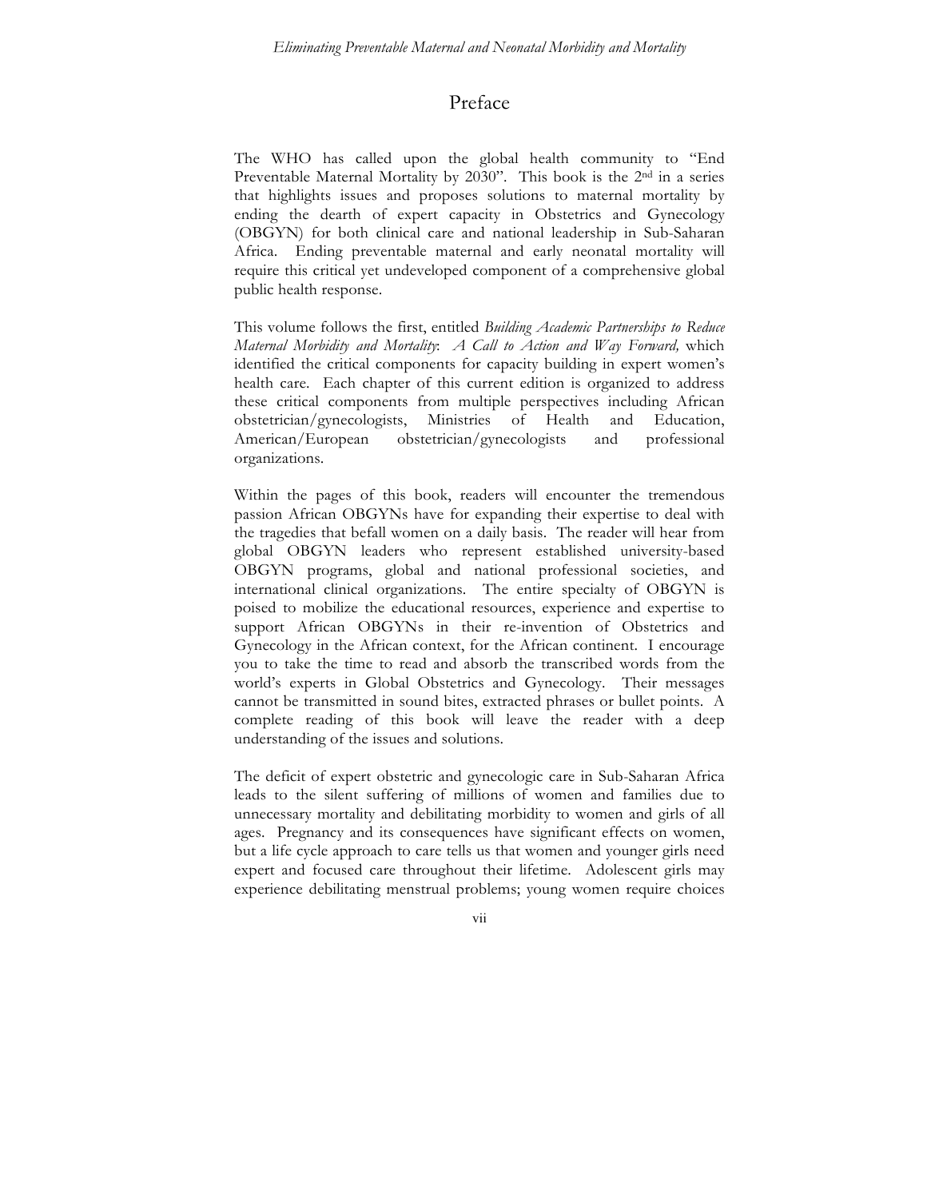# Preface

The WHO has called upon the global health community to "End Preventable Maternal Mortality by 2030". This book is the 2nd in a series that highlights issues and proposes solutions to maternal mortality by ending the dearth of expert capacity in Obstetrics and Gynecology (OBGYN) for both clinical care and national leadership in Sub-Saharan Africa. Ending preventable maternal and early neonatal mortality will require this critical yet undeveloped component of a comprehensive global public health response.

This volume follows the first, entitled *Building Academic Partnerships to Reduce Maternal Morbidity and Mortality*: *A Call to Action and Way Forward,* which identified the critical components for capacity building in expert women's health care. Each chapter of this current edition is organized to address these critical components from multiple perspectives including African obstetrician/gynecologists, Ministries of Health and Education, American/European obstetrician/gynecologists and professional organizations.

Within the pages of this book, readers will encounter the tremendous passion African OBGYNs have for expanding their expertise to deal with the tragedies that befall women on a daily basis. The reader will hear from global OBGYN leaders who represent established university-based OBGYN programs, global and national professional societies, and international clinical organizations. The entire specialty of OBGYN is poised to mobilize the educational resources, experience and expertise to support African OBGYNs in their re-invention of Obstetrics and Gynecology in the African context, for the African continent. I encourage you to take the time to read and absorb the transcribed words from the world's experts in Global Obstetrics and Gynecology. Their messages cannot be transmitted in sound bites, extracted phrases or bullet points. A complete reading of this book will leave the reader with a deep understanding of the issues and solutions.

The deficit of expert obstetric and gynecologic care in Sub-Saharan Africa leads to the silent suffering of millions of women and families due to unnecessary mortality and debilitating morbidity to women and girls of all ages. Pregnancy and its consequences have significant effects on women, but a life cycle approach to care tells us that women and younger girls need expert and focused care throughout their lifetime. Adolescent girls may experience debilitating menstrual problems; young women require choices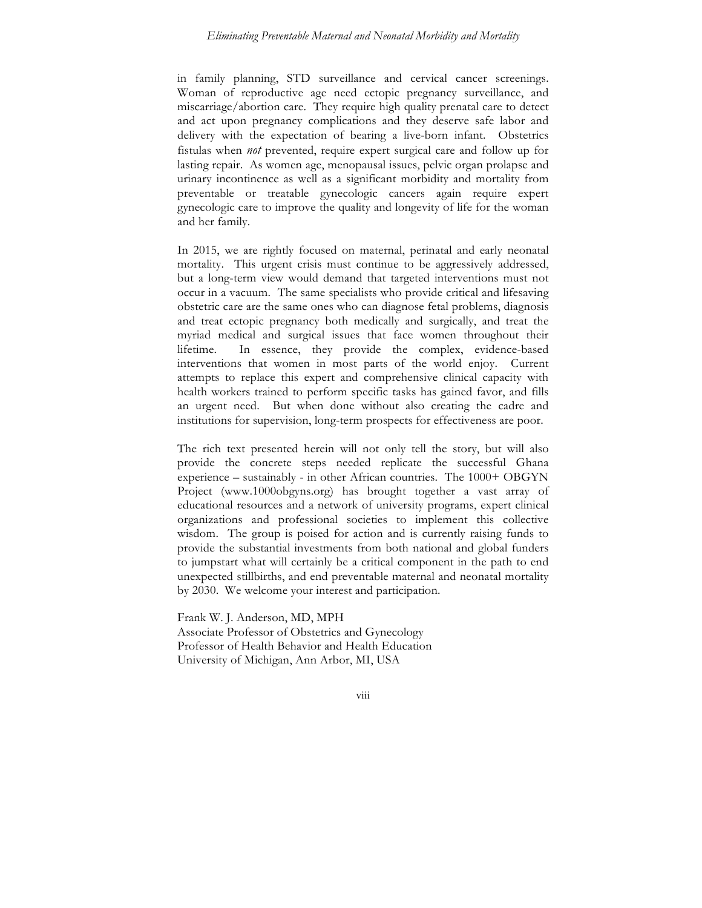in family planning, STD surveillance and cervical cancer screenings. Woman of reproductive age need ectopic pregnancy surveillance, and miscarriage/abortion care. They require high quality prenatal care to detect and act upon pregnancy complications and they deserve safe labor and delivery with the expectation of bearing a live-born infant. Obstetrics fistulas when *not* prevented, require expert surgical care and follow up for lasting repair. As women age, menopausal issues, pelvic organ prolapse and urinary incontinence as well as a significant morbidity and mortality from preventable or treatable gynecologic cancers again require expert gynecologic care to improve the quality and longevity of life for the woman and her family.

In 2015, we are rightly focused on maternal, perinatal and early neonatal mortality. This urgent crisis must continue to be aggressively addressed, but a long-term view would demand that targeted interventions must not occur in a vacuum. The same specialists who provide critical and lifesaving obstetric care are the same ones who can diagnose fetal problems, diagnosis and treat ectopic pregnancy both medically and surgically, and treat the myriad medical and surgical issues that face women throughout their lifetime. In essence, they provide the complex, evidence-based interventions that women in most parts of the world enjoy. Current attempts to replace this expert and comprehensive clinical capacity with health workers trained to perform specific tasks has gained favor, and fills an urgent need. But when done without also creating the cadre and institutions for supervision, long-term prospects for effectiveness are poor.

The rich text presented herein will not only tell the story, but will also provide the concrete steps needed replicate the successful Ghana experience – sustainably - in other African countries. The 1000+ OBGYN Project (www.1000obgyns.org) has brought together a vast array of educational resources and a network of university programs, expert clinical organizations and professional societies to implement this collective wisdom. The group is poised for action and is currently raising funds to provide the substantial investments from both national and global funders to jumpstart what will certainly be a critical component in the path to end unexpected stillbirths, and end preventable maternal and neonatal mortality by 2030. We welcome your interest and participation.

Frank W. J. Anderson, MD, MPH  
Associate Professor of Obstetrics and Gynecology  
Professor of Health Behavior and Health Education  
University of Michigan, Ann Arbor, MI, USA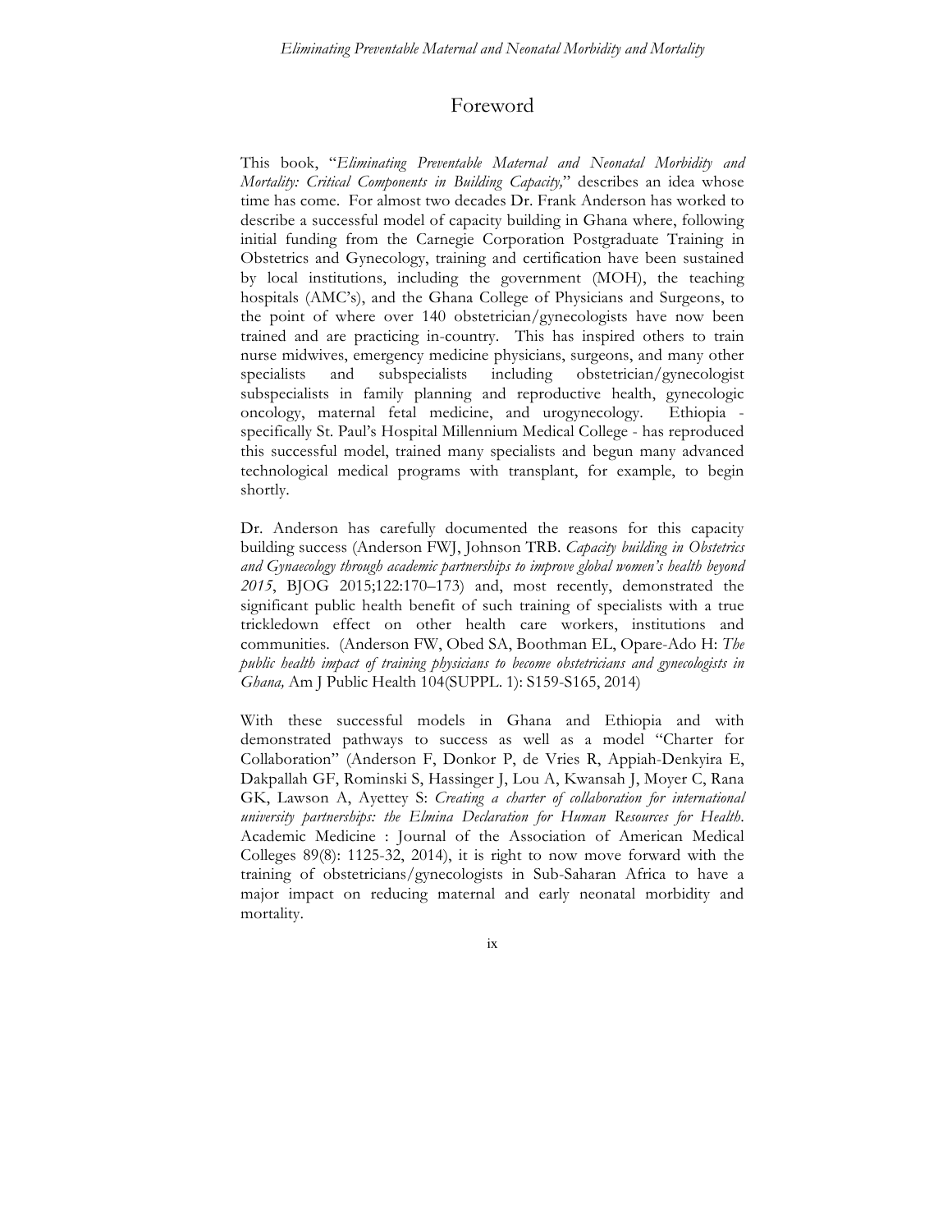# Foreword

This book, "*Eliminating Preventable Maternal and Neonatal Morbidity and Mortality: Critical Components in Building Capacity,*" describes an idea whose time has come. For almost two decades Dr. Frank Anderson has worked to describe a successful model of capacity building in Ghana where, following initial funding from the Carnegie Corporation Postgraduate Training in Obstetrics and Gynecology, training and certification have been sustained by local institutions, including the government (MOH), the teaching hospitals (AMC's), and the Ghana College of Physicians and Surgeons, to the point of where over 140 obstetrician/gynecologists have now been trained and are practicing in-country. This has inspired others to train nurse midwives, emergency medicine physicians, surgeons, and many other specialists and subspecialists including obstetrician/gynecologist subspecialists in family planning and reproductive health, gynecologic oncology, maternal fetal medicine, and urogynecology. Ethiopia - specifically St. Paul's Hospital Millennium Medical College - has reproduced this successful model, trained many specialists and begun many advanced technological medical programs with transplant, for example, to begin shortly.

Dr. Anderson has carefully documented the reasons for this capacity building success (Anderson FWJ, Johnson TRB. *Capacity building in Obstetrics and Gynaecology through academic partnerships to improve global women's health beyond 2015*, BJOG 2015;122:170–173) and, most recently, demonstrated the significant public health benefit of such training of specialists with a true trickledown effect on other health care workers, institutions and communities. (Anderson FW, Obed SA, Boothman EL, Opare-Ado H: *The public health impact of training physicians to become obstetricians and gynecologists in Ghana,* Am J Public Health 104(SUPPL. 1): S159-S165, 2014)

With these successful models in Ghana and Ethiopia and with demonstrated pathways to success as well as a model "Charter for Collaboration" (Anderson F, Donkor P, de Vries R, Appiah-Denkyira E, Dakpallah GF, Rominski S, Hassinger J, Lou A, Kwansah J, Moyer C, Rana GK, Lawson A, Ayettey S: *Creating a charter of collaboration for international university partnerships: the Elmina Declaration for Human Resources for Health.* Academic Medicine : Journal of the Association of American Medical Colleges 89(8): 1125-32, 2014), it is right to now move forward with the training of obstetricians/gynecologists in Sub-Saharan Africa to have a major impact on reducing maternal and early neonatal morbidity and mortality.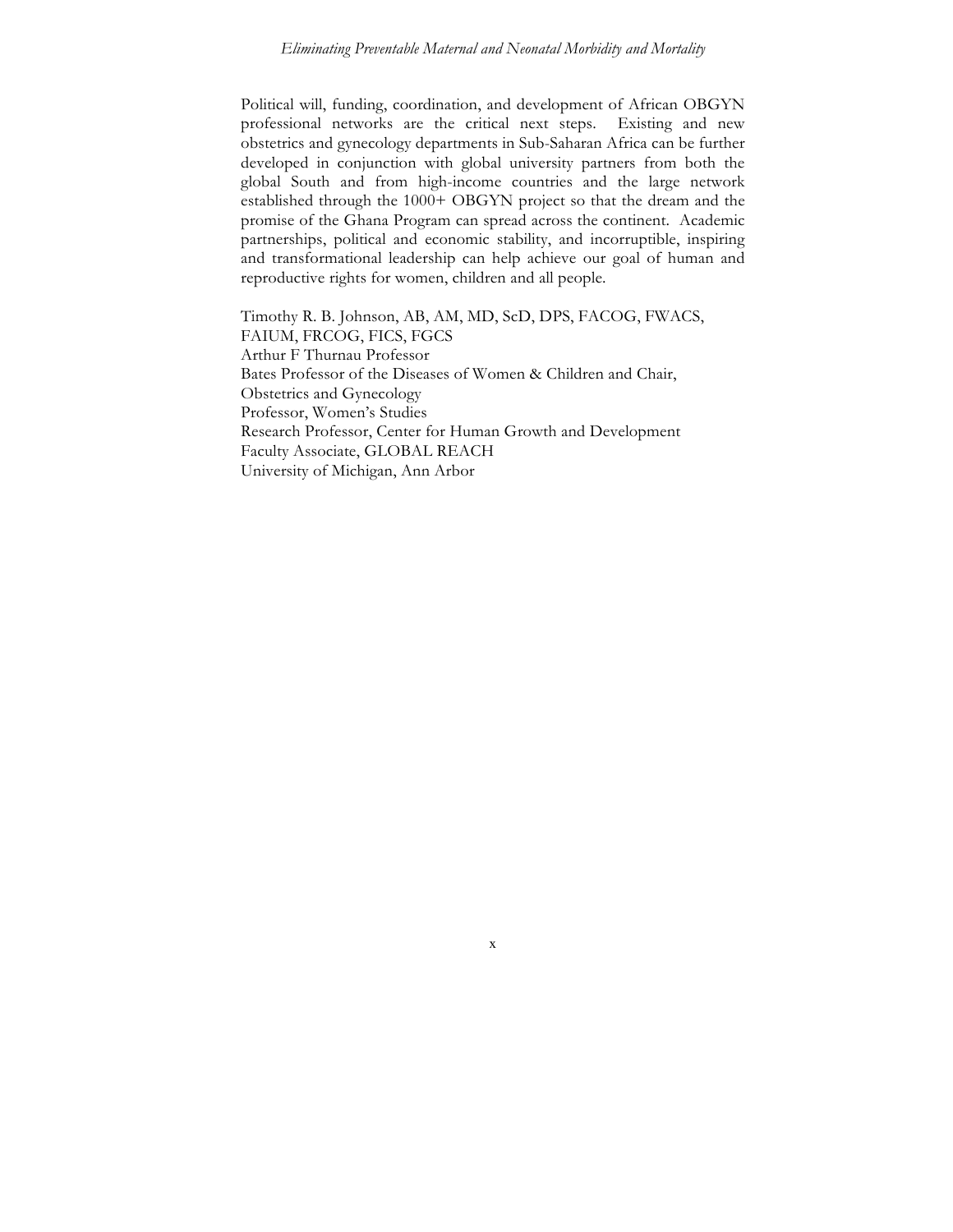Political will, funding, coordination, and development of African OBGYN professional networks are the critical next steps. Existing and new obstetrics and gynecology departments in Sub-Saharan Africa can be further developed in conjunction with global university partners from both the global South and from high-income countries and the large network established through the 1000+ OBGYN project so that the dream and the promise of the Ghana Program can spread across the continent. Academic partnerships, political and economic stability, and incorruptible, inspiring and transformational leadership can help achieve our goal of human and reproductive rights for women, children and all people.

Timothy R. B. Johnson, AB, AM, MD, ScD, DPS, FACOG, FWACS, FAIUM, FRCOG, FICS, FGCS  
Arthur F Thurnau Professor  
Bates Professor of the Diseases of Women & Children and Chair, Obstetrics and Gynecology  
Professor, Women's Studies  
Research Professor, Center for Human Growth and Development  
Faculty Associate, GLOBAL REACH  
University of Michigan, Ann Arbor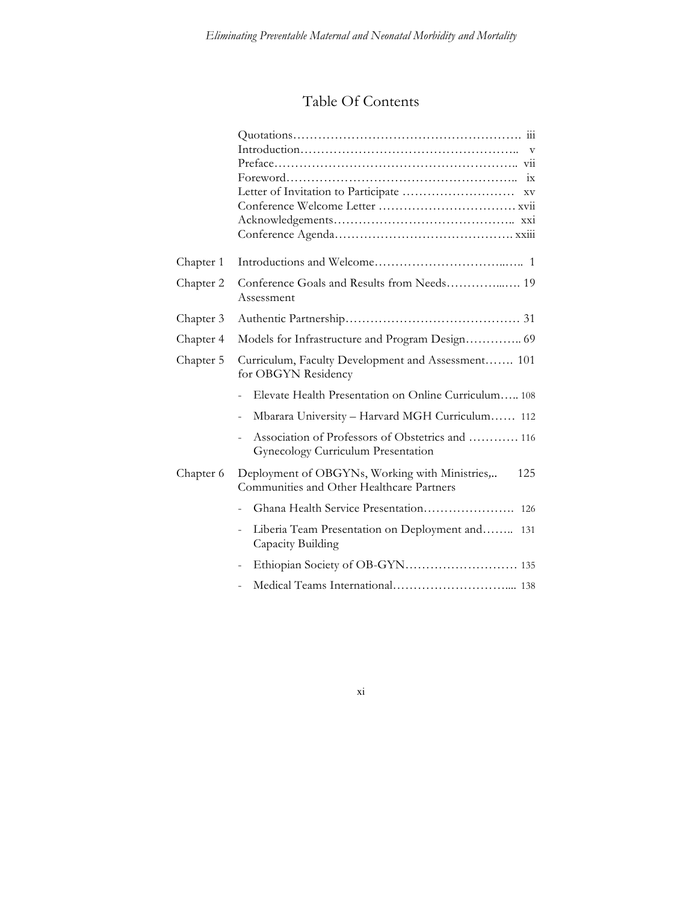# Table Of Contents

| | | |
|---|---|---|
| | Quotations | iii |
| | Introduction | v |
| | Preface | vii |
| | Foreword | ix |
| | Letter of Invitation to Participate | xv |
| | Conference Welcome Letter | xvii |
| | Acknowledgements | xxi |
| | Conference Agenda | xxiii |
| Chapter 1 | Introductions and Welcome | 1 |
| Chapter 2 | Conference Goals and Results from Needs Assessment | 19 |
| Chapter 3 | Authentic Partnership | 31 |
| Chapter 4 | Models for Infrastructure and Program Design | 69 |
| Chapter 5 | Curriculum, Faculty Development and Assessment for OBGYN Residency | 101 |
| | - Elevate Health Presentation on Online Curriculum | 108 |
| | - Mbarara University – Harvard MGH Curriculum | 112 |
| | - Association of Professors of Obstetrics and Gynecology Curriculum Presentation | 116 |
| Chapter 6 | Deployment of OBGYNs, Working with Ministries, Communities and Other Healthcare Partners | 125 |
| | - Ghana Health Service Presentation | 126 |
| | - Liberia Team Presentation on Deployment and Capacity Building | 131 |
| | - Ethiopian Society of OB-GYN | 135 |
| | - Medical Teams International | 138 |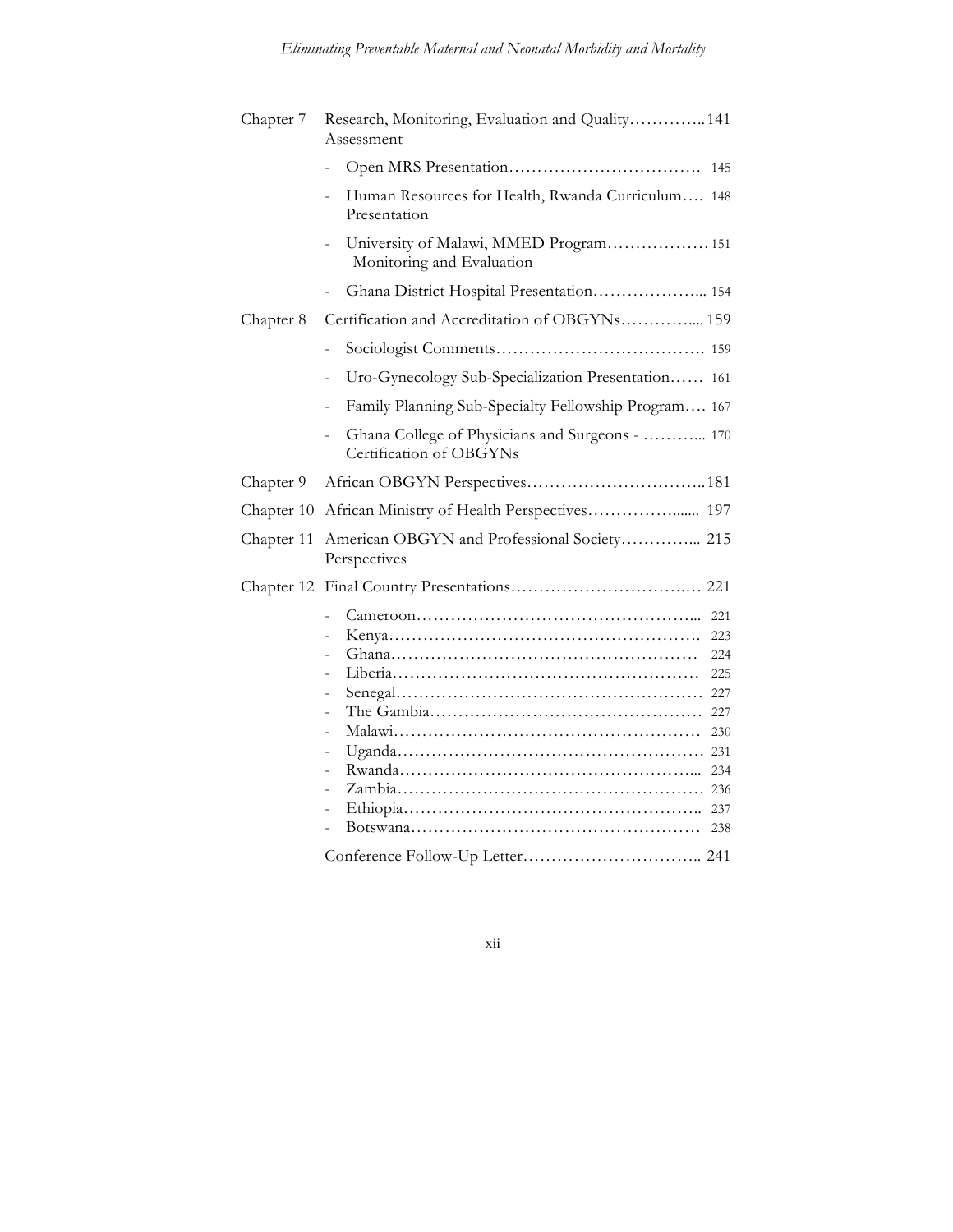| | | |
|---|---|---|
| Chapter 7 | Research, Monitoring, Evaluation and Quality Assessment | 141 |
| | - Open MRS Presentation | 145 |
| | - Human Resources for Health, Rwanda Curriculum Presentation | 148 |
| | - University of Malawi, MMED Program Monitoring and Evaluation | 151 |
| | - Ghana District Hospital Presentation | 154 |
| Chapter 8 | Certification and Accreditation of OBGYNs | 159 |
| | - Sociologist Comments | 159 |
| | - Uro-Gynecology Sub-Specialization Presentation | 161 |
| | - Family Planning Sub-Specialty Fellowship Program | 167 |
| | - Ghana College of Physicians and Surgeons - Certification of OBGYNs | 170 |
| Chapter 9 | African OBGYN Perspectives | 181 |
| Chapter 10 | African Ministry of Health Perspectives | 197 |
| Chapter 11 | American OBGYN and Professional Society Perspectives | 215 |
| Chapter 12 | Final Country Presentations | 221 |
| | - Cameroon | 221 |
| | - Kenya | 223 |
| | - Ghana | 224 |
| | - Liberia | 225 |
| | - Senegal | 227 |
| | - The Gambia | 227 |
| | - Malawi | 230 |
| | - Uganda | 231 |
| | - Rwanda | 234 |
| | - Zambia | 236 |
| | - Ethiopia | 237 |
| | - Botswana | 238 |
| | Conference Follow-Up Letter | 241 |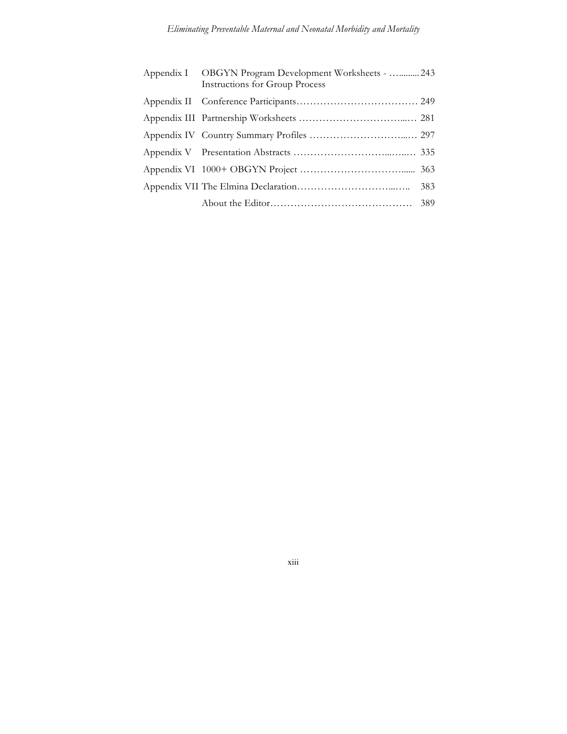| | | |
|---|---|---|
| Appendix I | OBGYN Program Development Worksheets - Instructions for Group Process | 243 |
| Appendix II | Conference Participants | 249 |
| Appendix III | Partnership Worksheets | 281 |
| Appendix IV | Country Summary Profiles | 297 |
| Appendix V | Presentation Abstracts | 335 |
| Appendix VI | 1000+ OBGYN Project | 363 |
| Appendix VII | The Elmina Declaration | 383 |
| | About the Editor | 389 |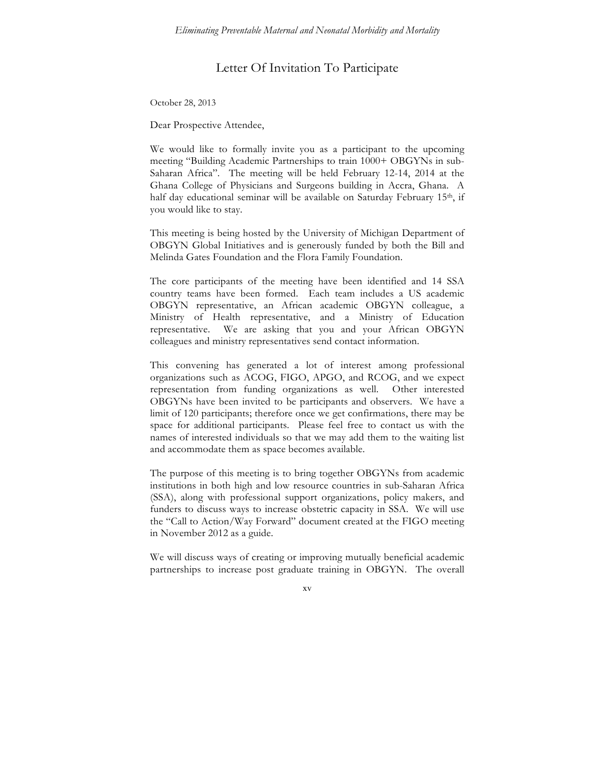# Letter Of Invitation To Participate

October 28, 2013

Dear Prospective Attendee,

We would like to formally invite you as a participant to the upcoming meeting "Building Academic Partnerships to train 1000+ OBGYNs in sub-Saharan Africa". The meeting will be held February 12-14, 2014 at the Ghana College of Physicians and Surgeons building in Accra, Ghana. A half day educational seminar will be available on Saturday February 15th, if you would like to stay.

This meeting is being hosted by the University of Michigan Department of OBGYN Global Initiatives and is generously funded by both the Bill and Melinda Gates Foundation and the Flora Family Foundation.

The core participants of the meeting have been identified and 14 SSA country teams have been formed. Each team includes a US academic OBGYN representative, an African academic OBGYN colleague, a Ministry of Health representative, and a Ministry of Education representative. We are asking that you and your African OBGYN colleagues and ministry representatives send contact information.

This convening has generated a lot of interest among professional organizations such as ACOG, FIGO, APGO, and RCOG, and we expect representation from funding organizations as well. Other interested OBGYNs have been invited to be participants and observers. We have a limit of 120 participants; therefore once we get confirmations, there may be space for additional participants. Please feel free to contact us with the names of interested individuals so that we may add them to the waiting list and accommodate them as space becomes available.

The purpose of this meeting is to bring together OBGYNs from academic institutions in both high and low resource countries in sub-Saharan Africa (SSA), along with professional support organizations, policy makers, and funders to discuss ways to increase obstetric capacity in SSA. We will use the "Call to Action/Way Forward" document created at the FIGO meeting in November 2012 as a guide.

We will discuss ways of creating or improving mutually beneficial academic partnerships to increase post graduate training in OBGYN. The overall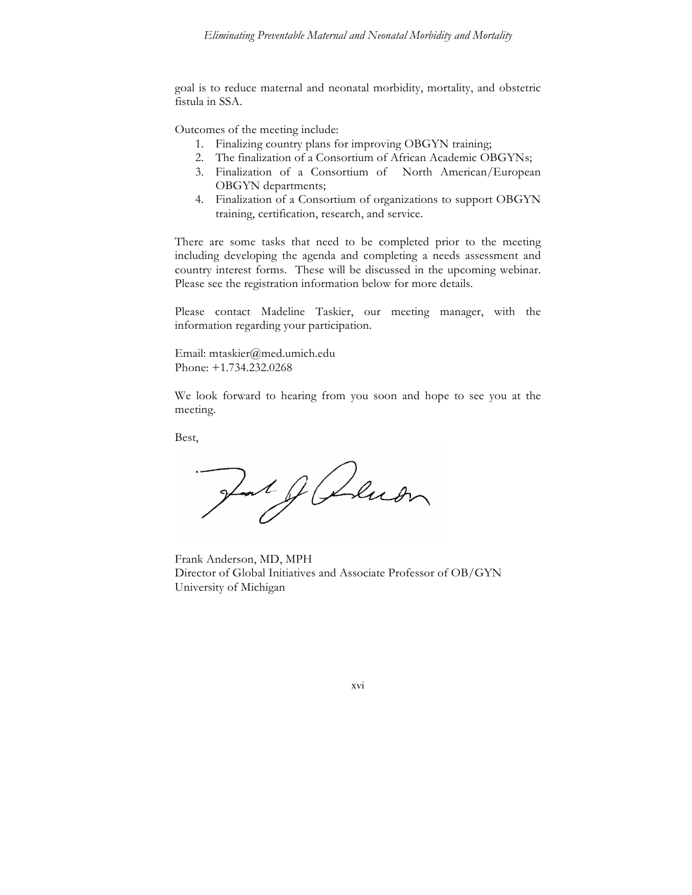goal is to reduce maternal and neonatal morbidity, mortality, and obstetric fistula in SSA.

Outcomes of the meeting include:

1. Finalizing country plans for improving OBGYN training;
2. The finalization of a Consortium of African Academic OBGYNs;
3. Finalization of a Consortium of North American/European OBGYN departments;
4. Finalization of a Consortium of organizations to support OBGYN training, certification, research, and service.

There are some tasks that need to be completed prior to the meeting including developing the agenda and completing a needs assessment and country interest forms. These will be discussed in the upcoming webinar. Please see the registration information below for more details.

Please contact Madeline Taskier, our meeting manager, with the information regarding your participation.

Email: mtaskier@med.umich.edu
Phone: +1.734.232.0268

We look forward to hearing from you soon and hope to see you at the meeting.

Best,

Frank Anderson, MD, MPH
Director of Global Initiatives and Associate Professor of OB/GYN
University of Michigan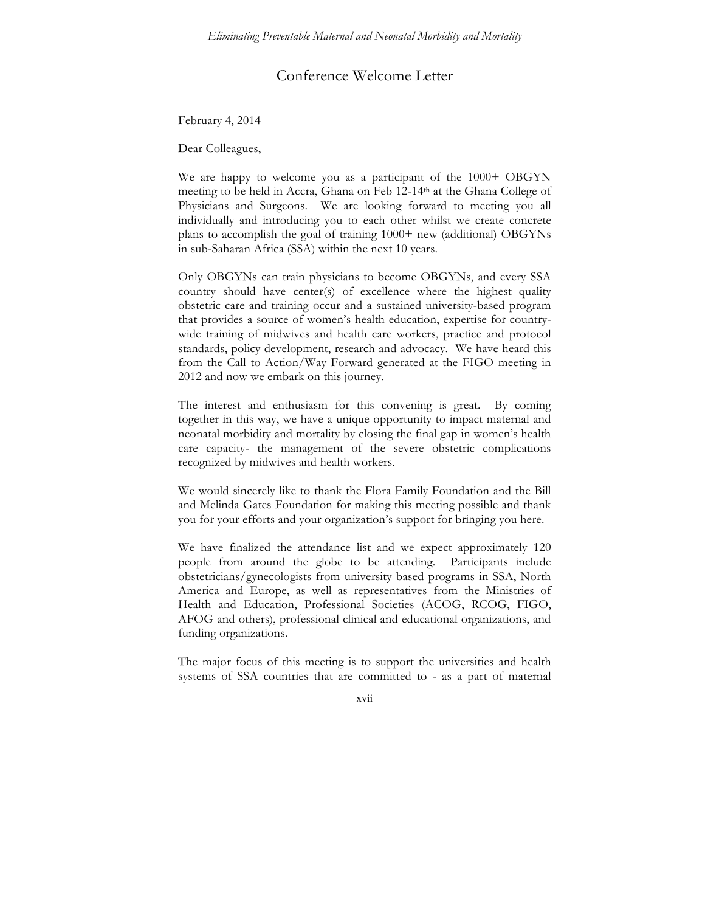# Conference Welcome Letter

February 4, 2014

Dear Colleagues,

We are happy to welcome you as a participant of the 1000+ OBGYN meeting to be held in Accra, Ghana on Feb 12-14th at the Ghana College of Physicians and Surgeons. We are looking forward to meeting you all individually and introducing you to each other whilst we create concrete plans to accomplish the goal of training 1000+ new (additional) OBGYNs in sub-Saharan Africa (SSA) within the next 10 years.

Only OBGYNs can train physicians to become OBGYNs, and every SSA country should have center(s) of excellence where the highest quality obstetric care and training occur and a sustained university-based program that provides a source of women's health education, expertise for country-wide training of midwives and health care workers, practice and protocol standards, policy development, research and advocacy. We have heard this from the Call to Action/Way Forward generated at the FIGO meeting in 2012 and now we embark on this journey.

The interest and enthusiasm for this convening is great. By coming together in this way, we have a unique opportunity to impact maternal and neonatal morbidity and mortality by closing the final gap in women's health care capacity- the management of the severe obstetric complications recognized by midwives and health workers.

We would sincerely like to thank the Flora Family Foundation and the Bill and Melinda Gates Foundation for making this meeting possible and thank you for your efforts and your organization's support for bringing you here.

We have finalized the attendance list and we expect approximately 120 people from around the globe to be attending. Participants include obstetricians/gynecologists from university based programs in SSA, North America and Europe, as well as representatives from the Ministries of Health and Education, Professional Societies (ACOG, RCOG, FIGO, AFOG and others), professional clinical and educational organizations, and funding organizations.

The major focus of this meeting is to support the universities and health systems of SSA countries that are committed to - as a part of maternal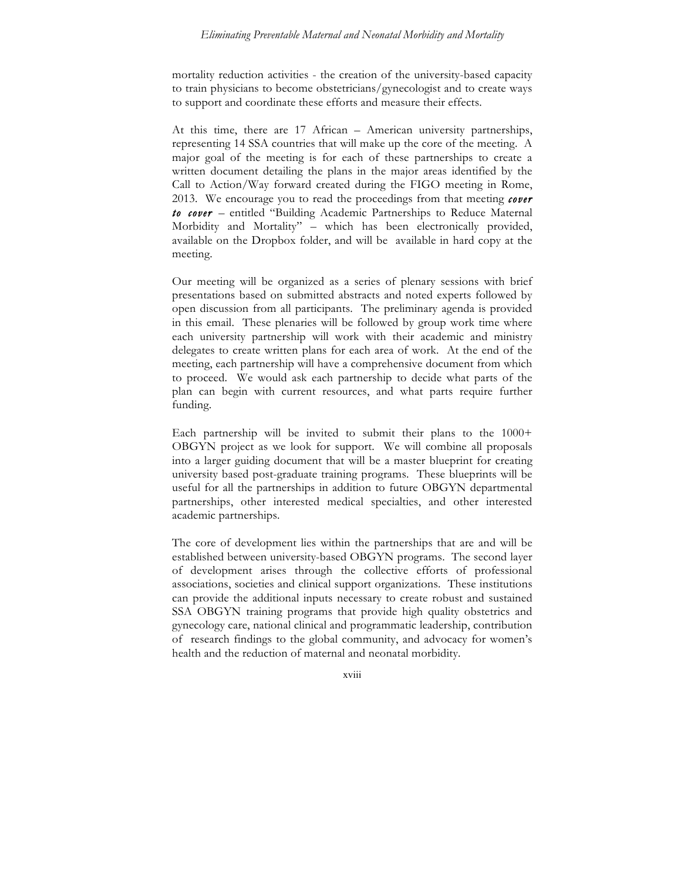mortality reduction activities - the creation of the university-based capacity to train physicians to become obstetricians/gynecologist and to create ways to support and coordinate these efforts and measure their effects.

At this time, there are 17 African – American university partnerships, representing 14 SSA countries that will make up the core of the meeting. A major goal of the meeting is for each of these partnerships to create a written document detailing the plans in the major areas identified by the Call to Action/Way forward created during the FIGO meeting in Rome, 2013. We encourage you to read the proceedings from that meeting ***cover to cover*** – entitled "Building Academic Partnerships to Reduce Maternal Morbidity and Mortality" – which has been electronically provided, available on the Dropbox folder, and will be available in hard copy at the meeting.

Our meeting will be organized as a series of plenary sessions with brief presentations based on submitted abstracts and noted experts followed by open discussion from all participants. The preliminary agenda is provided in this email. These plenaries will be followed by group work time where each university partnership will work with their academic and ministry delegates to create written plans for each area of work. At the end of the meeting, each partnership will have a comprehensive document from which to proceed. We would ask each partnership to decide what parts of the plan can begin with current resources, and what parts require further funding.

Each partnership will be invited to submit their plans to the 1000+ OBGYN project as we look for support. We will combine all proposals into a larger guiding document that will be a master blueprint for creating university based post-graduate training programs. These blueprints will be useful for all the partnerships in addition to future OBGYN departmental partnerships, other interested medical specialties, and other interested academic partnerships.

The core of development lies within the partnerships that are and will be established between university-based OBGYN programs. The second layer of development arises through the collective efforts of professional associations, societies and clinical support organizations. These institutions can provide the additional inputs necessary to create robust and sustained SSA OBGYN training programs that provide high quality obstetrics and gynecology care, national clinical and programmatic leadership, contribution of research findings to the global community, and advocacy for women's health and the reduction of maternal and neonatal morbidity.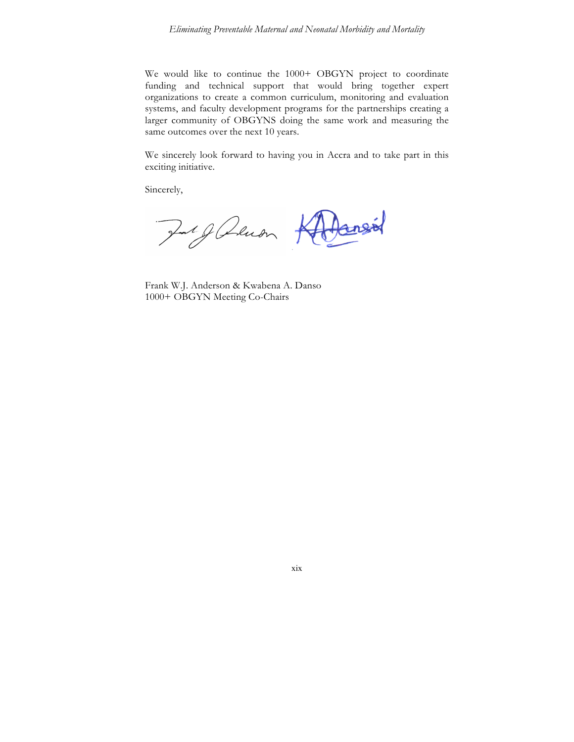We would like to continue the 1000+ OBGYN project to coordinate funding and technical support that would bring together expert organizations to create a common curriculum, monitoring and evaluation systems, and faculty development programs for the partnerships creating a larger community of OBGYNS doing the same work and measuring the same outcomes over the next 10 years.

We sincerely look forward to having you in Accra and to take part in this exciting initiative.

Sincerely,

Frank W.J. Anderson & Kwabena A. Danso
1000+ OBGYN Meeting Co-Chairs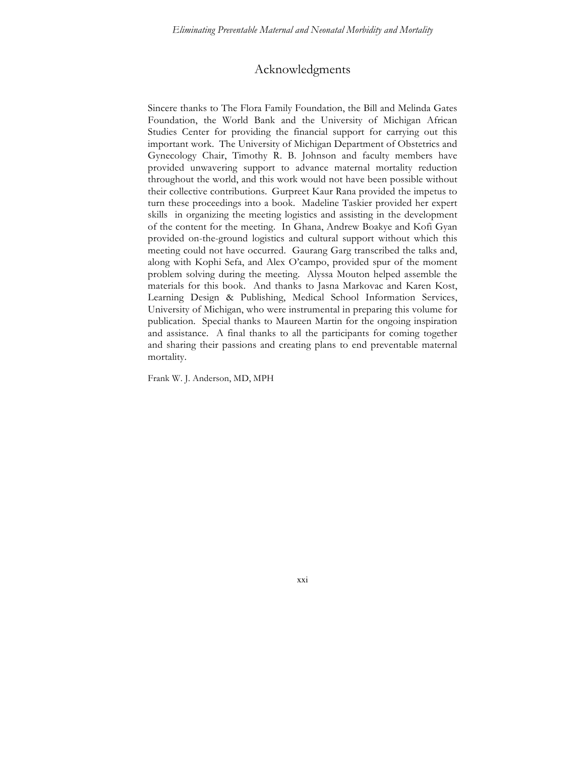# Acknowledgments

Sincere thanks to The Flora Family Foundation, the Bill and Melinda Gates Foundation, the World Bank and the University of Michigan African Studies Center for providing the financial support for carrying out this important work. The University of Michigan Department of Obstetrics and Gynecology Chair, Timothy R. B. Johnson and faculty members have provided unwavering support to advance maternal mortality reduction throughout the world, and this work would not have been possible without their collective contributions. Gurpreet Kaur Rana provided the impetus to turn these proceedings into a book. Madeline Taskier provided her expert skills in organizing the meeting logistics and assisting in the development of the content for the meeting. In Ghana, Andrew Boakye and Kofi Gyan provided on-the-ground logistics and cultural support without which this meeting could not have occurred. Gaurang Garg transcribed the talks and, along with Kophi Sefa, and Alex O'campo, provided spur of the moment problem solving during the meeting. Alyssa Mouton helped assemble the materials for this book. And thanks to Jasna Markovac and Karen Kost, Learning Design & Publishing, Medical School Information Services, University of Michigan, who were instrumental in preparing this volume for publication. Special thanks to Maureen Martin for the ongoing inspiration and assistance. A final thanks to all the participants for coming together and sharing their passions and creating plans to end preventable maternal mortality.

Frank W. J. Anderson, MD, MPH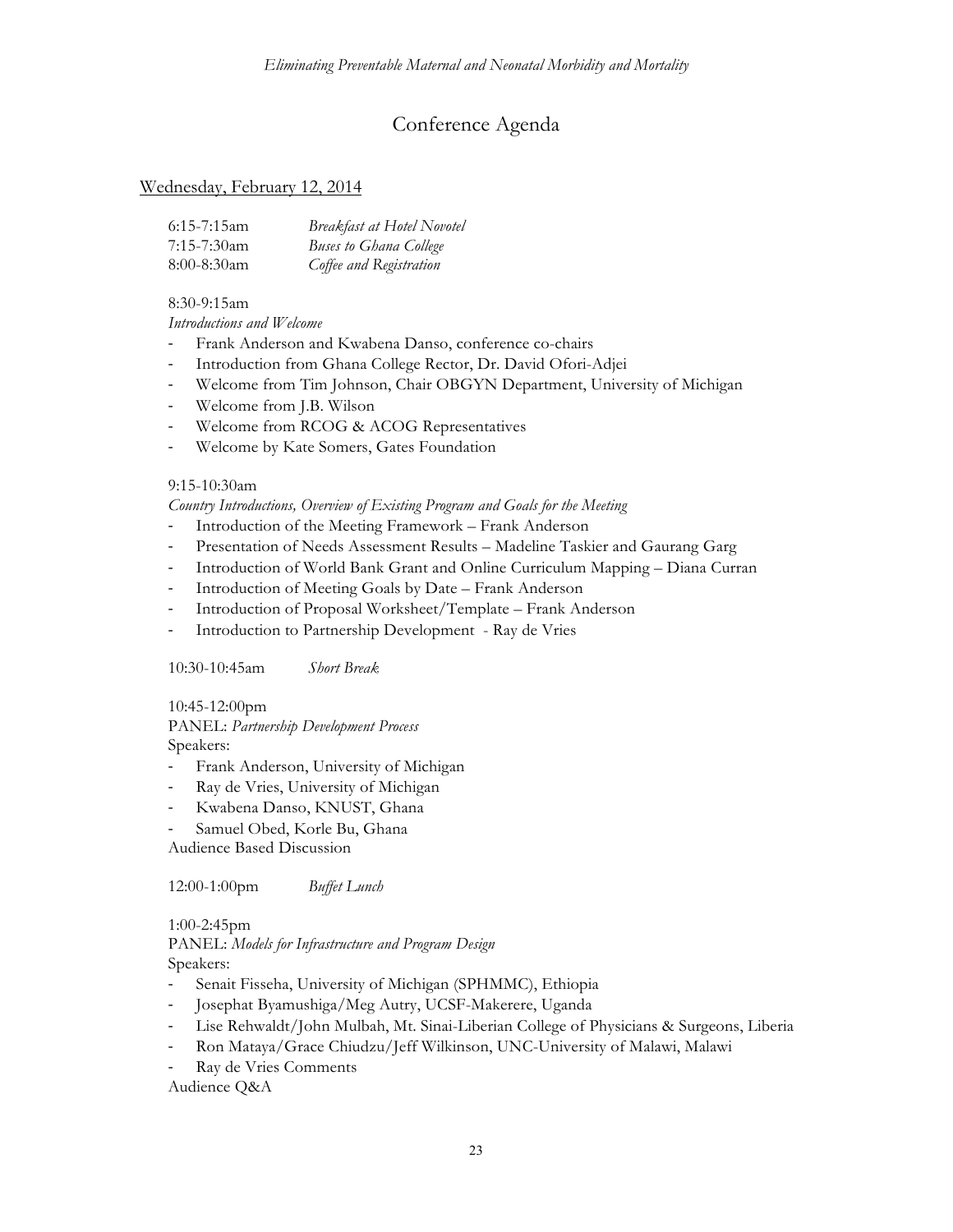# Conference Agenda

## Wednesday, February 12, 2014

6:15-7:15am *Breakfast at Hotel Novotel*
7:15-7:30am *Buses to Ghana College*
8:00-8:30am *Coffee and Registration*

8:30-9:15am
*Introductions and Welcome*

- Frank Anderson and Kwabena Danso, conference co-chairs
- Introduction from Ghana College Rector, Dr. David Ofori-Adjei
- Welcome from Tim Johnson, Chair OBGYN Department, University of Michigan
- Welcome from J.B. Wilson
- Welcome from RCOG & ACOG Representatives
- Welcome by Kate Somers, Gates Foundation

9:15-10:30am
*Country Introductions, Overview of Existing Program and Goals for the Meeting*

- Introduction of the Meeting Framework – Frank Anderson
- Presentation of Needs Assessment Results – Madeline Taskier and Gaurang Garg
- Introduction of World Bank Grant and Online Curriculum Mapping – Diana Curran
- Introduction of Meeting Goals by Date – Frank Anderson
- Introduction of Proposal Worksheet/Template – Frank Anderson
- Introduction to Partnership Development - Ray de Vries

10:30-10:45am *Short Break*

10:45-12:00pm
PANEL: *Partnership Development Process*
Speakers:

- Frank Anderson, University of Michigan
- Ray de Vries, University of Michigan
- Kwabena Danso, KNUST, Ghana
- Samuel Obed, Korle Bu, Ghana

Audience Based Discussion

12:00-1:00pm *Buffet Lunch*

1:00-2:45pm
PANEL: *Models for Infrastructure and Program Design*
Speakers:

- Senait Fisseha, University of Michigan (SPHMMC), Ethiopia
- Josephat Byamushiga/Meg Autry, UCSF-Makerere, Uganda
- Lise Rehwaldt/John Mulbah, Mt. Sinai-Liberian College of Physicians & Surgeons, Liberia
- Ron Mataya/Grace Chiudzu/Jeff Wilkinson, UNC-University of Malawi, Malawi
- Ray de Vries Comments

Audience Q&A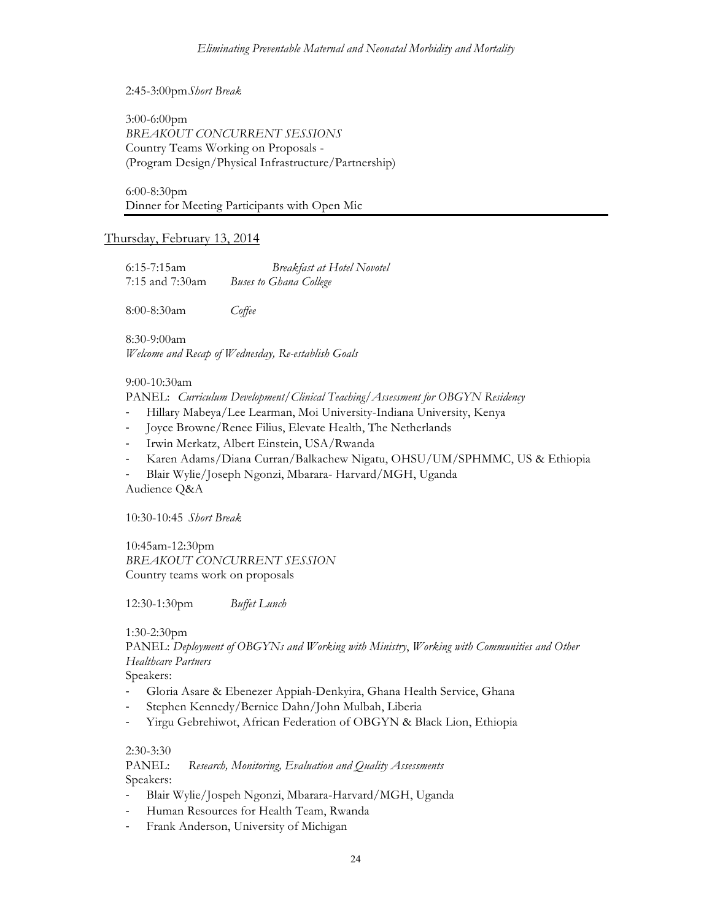2:45-3:00pm *Short Break*

3:00-6:00pm
*BREAKOUT CONCURRENT SESSIONS*
Country Teams Working on Proposals -
(Program Design/Physical Infrastructure/Partnership)

6:00-8:30pm
Dinner for Meeting Participants with Open Mic

---

## Thursday, February 13, 2014

6:15-7:15am *Breakfast at Hotel Novotel*
7:15 and 7:30am *Buses to Ghana College*

8:00-8:30am *Coffee*

8:30-9:00am
*Welcome and Recap of Wednesday, Re-establish Goals*

9:00-10:30am
PANEL: *Curriculum Development/Clinical Teaching/Assessment for OBGYN Residency*

- Hillary Mabeya/Lee Learman, Moi University-Indiana University, Kenya
- Joyce Browne/Renee Filius, Elevate Health, The Netherlands
- Irwin Merkatz, Albert Einstein, USA/Rwanda
- Karen Adams/Diana Curran/Balkachew Nigatu, OHSU/UM/SPHMMC, US & Ethiopia
- Blair Wylie/Joseph Ngonzi, Mbarara- Harvard/MGH, Uganda

Audience Q&A

10:30-10:45 *Short Break*

10:45am-12:30pm
*BREAKOUT CONCURRENT SESSION*
Country teams work on proposals

12:30-1:30pm *Buffet Lunch*

1:30-2:30pm
PANEL: *Deployment of OBGYNs and Working with Ministry, Working with Communities and Other Healthcare Partners*
Speakers:

- Gloria Asare & Ebenezer Appiah-Denkyira, Ghana Health Service, Ghana
- Stephen Kennedy/Bernice Dahn/John Mulbah, Liberia
- Yirgu Gebrehiwot, African Federation of OBGYN & Black Lion, Ethiopia

2:30-3:30
PANEL: *Research, Monitoring, Evaluation and Quality Assessments*
Speakers:

- Blair Wylie/Jospeh Ngonzi, Mbarara-Harvard/MGH, Uganda
- Human Resources for Health Team, Rwanda
- Frank Anderson, University of Michigan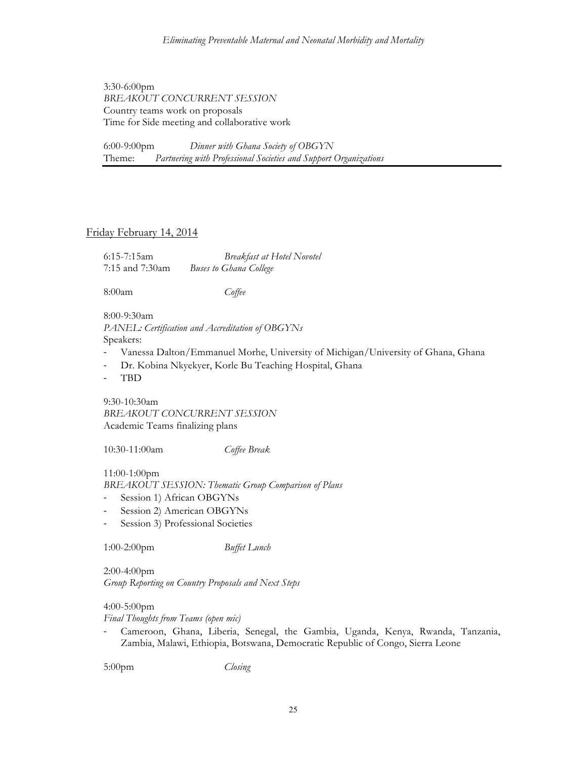3:30-6:00pm
*BREAKOUT CONCURRENT SESSION*
Country teams work on proposals
Time for Side meeting and collaborative work

6:00-9:00pm *Dinner with Ghana Society of OBGYN*
Theme: *Partnering with Professional Societies and Support Organizations*

---

Friday February 14, 2014

6:15-7:15am *Breakfast at Hotel Novotel*
7:15 and 7:30am *Buses to Ghana College*

8:00am *Coffee*

8:00-9:30am
*PANEL: Certification and Accreditation of OBGYNs*
Speakers:

- Vanessa Dalton/Emmanuel Morhe, University of Michigan/University of Ghana, Ghana
- Dr. Kobina Nkyekyer, Korle Bu Teaching Hospital, Ghana
- TBD

9:30-10:30am
*BREAKOUT CONCURRENT SESSION*
Academic Teams finalizing plans

10:30-11:00am *Coffee Break*

11:00-1:00pm
*BREAKOUT SESSION: Thematic Group Comparison of Plans*

- Session 1) African OBGYNs
- Session 2) American OBGYNs
- Session 3) Professional Societies

1:00-2:00pm *Buffet Lunch*

2:00-4:00pm
*Group Reporting on Country Proposals and Next Steps*

4:00-5:00pm
*Final Thoughts from Teams (open mic)*

- Cameroon, Ghana, Liberia, Senegal, the Gambia, Uganda, Kenya, Rwanda, Tanzania, Zambia, Malawi, Ethiopia, Botswana, Democratic Republic of Congo, Sierra Leone

5:00pm *Closing*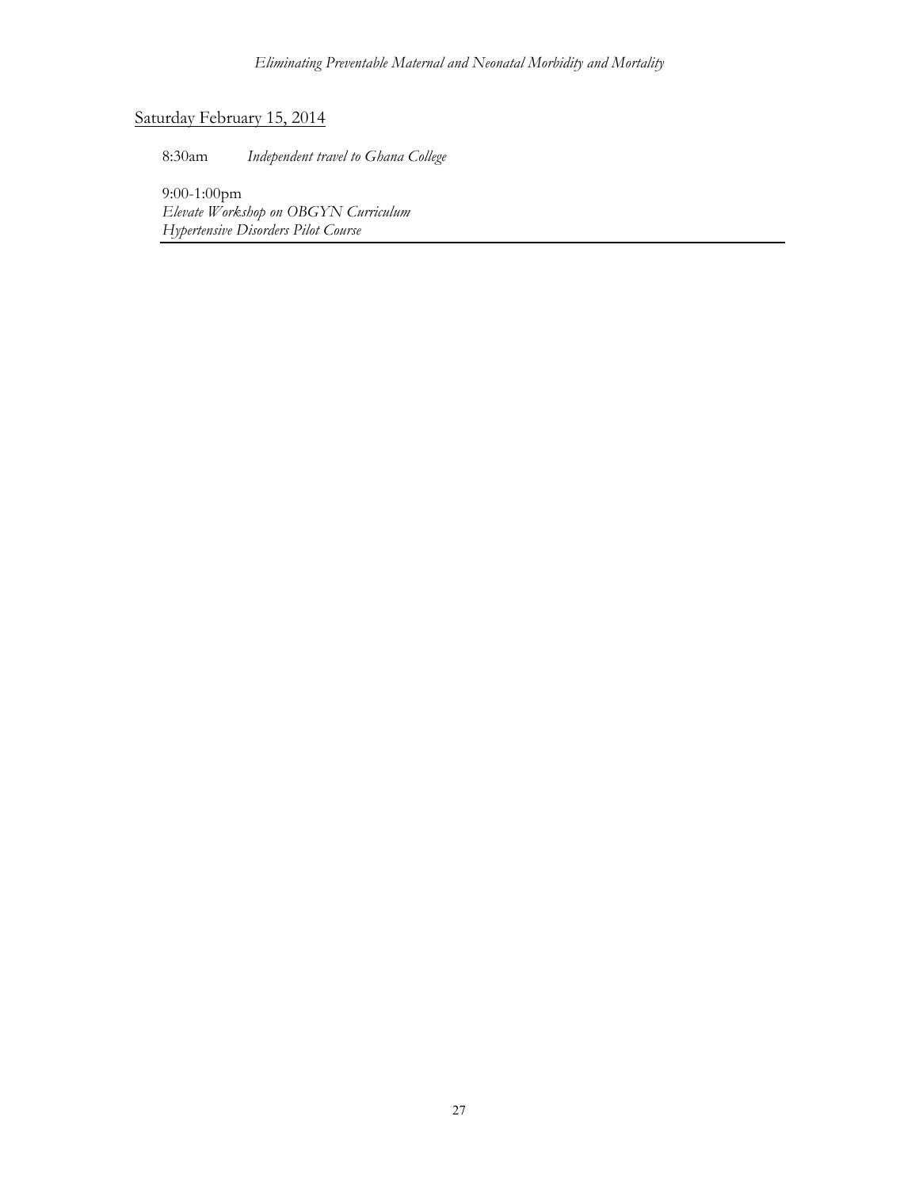Saturday February 15, 2014

8:30am *Independent travel to Ghana College*

9:00-1:00pm
*Elevate Workshop on OBGYN Curriculum*
*Hypertensive Disorders Pilot Course*